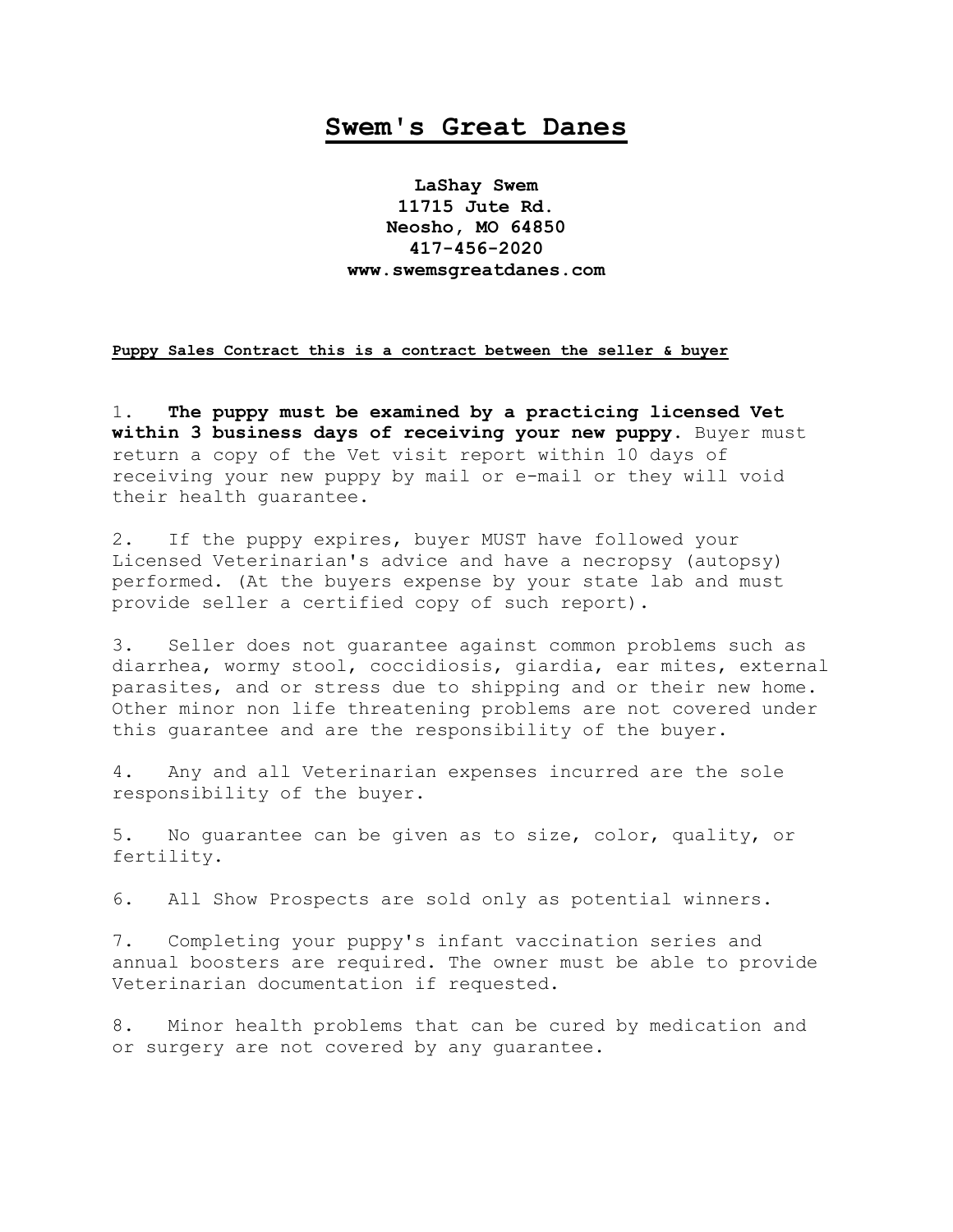# Swem's Great Danes

**LaShay Swem**
**11715 Jute Rd.**
**Neosho, MO 64850**
**417-456-2020**
**www.swemsgreatdanes.com**

**Puppy Sales Contract this is a contract between the seller & buyer**

1. **The puppy must be examined by a practicing licensed Vet within 3 business days of receiving your new puppy.** Buyer must return a copy of the Vet visit report within 10 days of receiving your new puppy by mail or e-mail or they will void their health guarantee.

2. If the puppy expires, buyer MUST have followed your Licensed Veterinarian's advice and have a necropsy (autopsy) performed. (At the buyers expense by your state lab and must provide seller a certified copy of such report).

3. Seller does not guarantee against common problems such as diarrhea, wormy stool, coccidiosis, giardia, ear mites, external parasites, and or stress due to shipping and or their new home. Other minor non life threatening problems are not covered under this guarantee and are the responsibility of the buyer.

4. Any and all Veterinarian expenses incurred are the sole responsibility of the buyer.

5. No guarantee can be given as to size, color, quality, or fertility.

6. All Show Prospects are sold only as potential winners.

7. Completing your puppy's infant vaccination series and annual boosters are required. The owner must be able to provide Veterinarian documentation if requested.

8. Minor health problems that can be cured by medication and or surgery are not covered by any guarantee.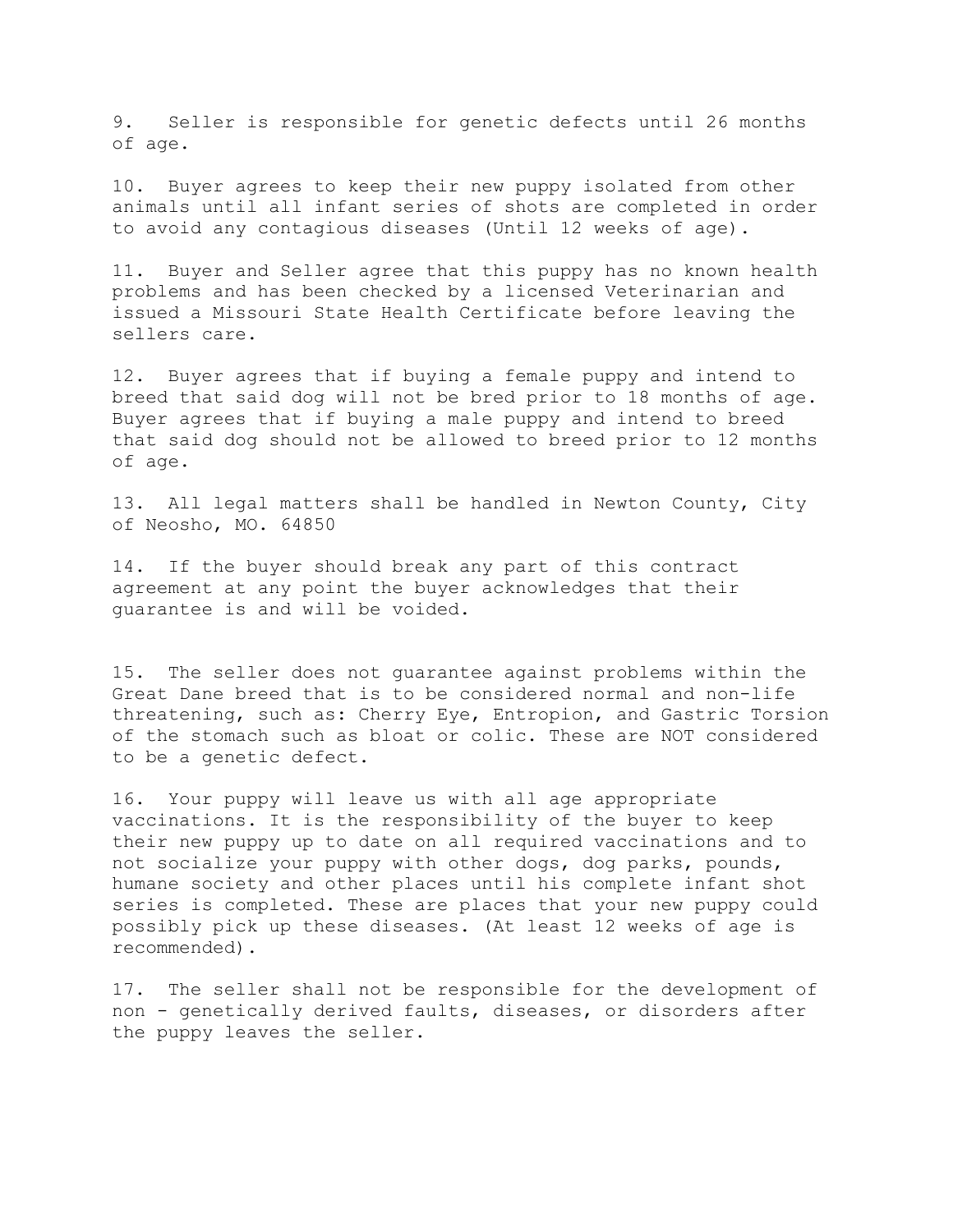9. Seller is responsible for genetic defects until 26 months of age.

10. Buyer agrees to keep their new puppy isolated from other animals until all infant series of shots are completed in order to avoid any contagious diseases (Until 12 weeks of age).

11. Buyer and Seller agree that this puppy has no known health problems and has been checked by a licensed Veterinarian and issued a Missouri State Health Certificate before leaving the sellers care.

12. Buyer agrees that if buying a female puppy and intend to breed that said dog will not be bred prior to 18 months of age. Buyer agrees that if buying a male puppy and intend to breed that said dog should not be allowed to breed prior to 12 months of age.

13. All legal matters shall be handled in Newton County, City of Neosho, MO. 64850

14. If the buyer should break any part of this contract agreement at any point the buyer acknowledges that their guarantee is and will be voided.

15. The seller does not guarantee against problems within the Great Dane breed that is to be considered normal and non-life threatening, such as: Cherry Eye, Entropion, and Gastric Torsion of the stomach such as bloat or colic. These are NOT considered to be a genetic defect.

16. Your puppy will leave us with all age appropriate vaccinations. It is the responsibility of the buyer to keep their new puppy up to date on all required vaccinations and to not socialize your puppy with other dogs, dog parks, pounds, humane society and other places until his complete infant shot series is completed. These are places that your new puppy could possibly pick up these diseases. (At least 12 weeks of age is recommended).

17. The seller shall not be responsible for the development of non - genetically derived faults, diseases, or disorders after the puppy leaves the seller.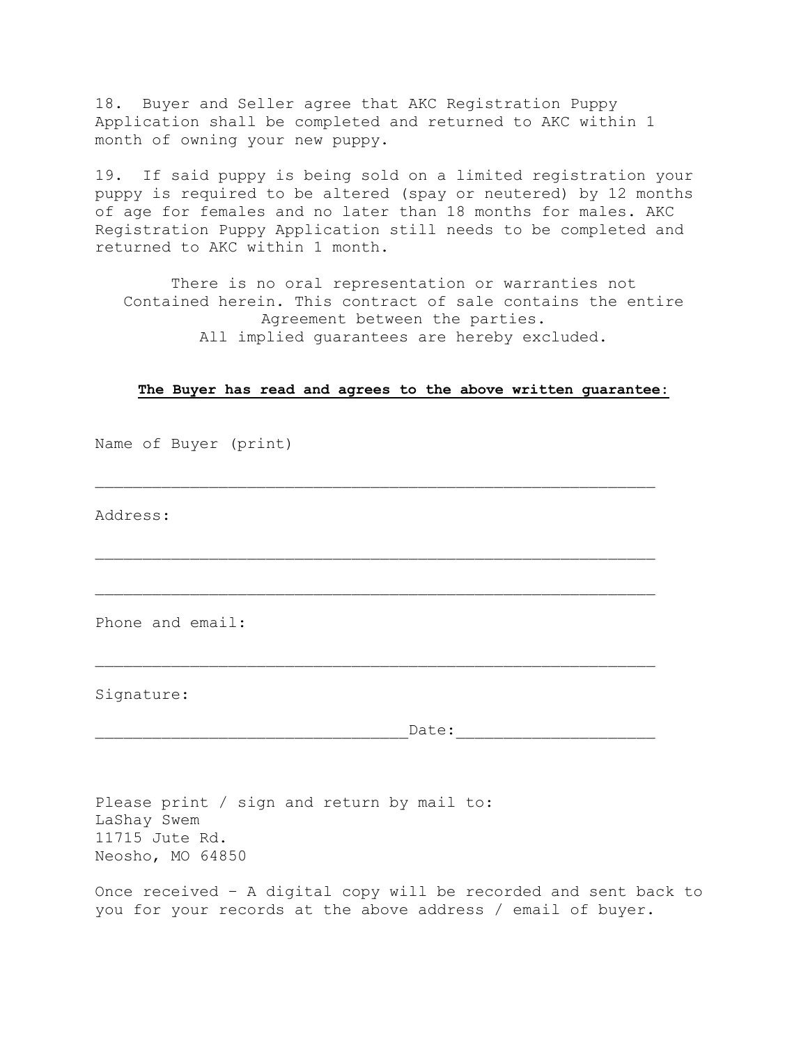18. Buyer and Seller agree that AKC Registration Puppy Application shall be completed and returned to AKC within 1 month of owning your new puppy.

19. If said puppy is being sold on a limited registration your puppy is required to be altered (spay or neutered) by 12 months of age for females and no later than 18 months for males. AKC Registration Puppy Application still needs to be completed and returned to AKC within 1 month.

There is no oral representation or warranties not Contained herein. This contract of sale contains the entire Agreement between the parties.
All implied guarantees are hereby excluded.

**The Buyer has read and agrees to the above written guarantee:**

Name of Buyer (print)

_____________________________________________________________

Address:

_____________________________________________________________

_____________________________________________________________

Phone and email:

_____________________________________________________________

Signature:

_________________________________Date:_____________________

Please print / sign and return by mail to:
LaShay Swem
11715 Jute Rd.
Neosho, MO 64850

Once received – A digital copy will be recorded and sent back to you for your records at the above address / email of buyer.